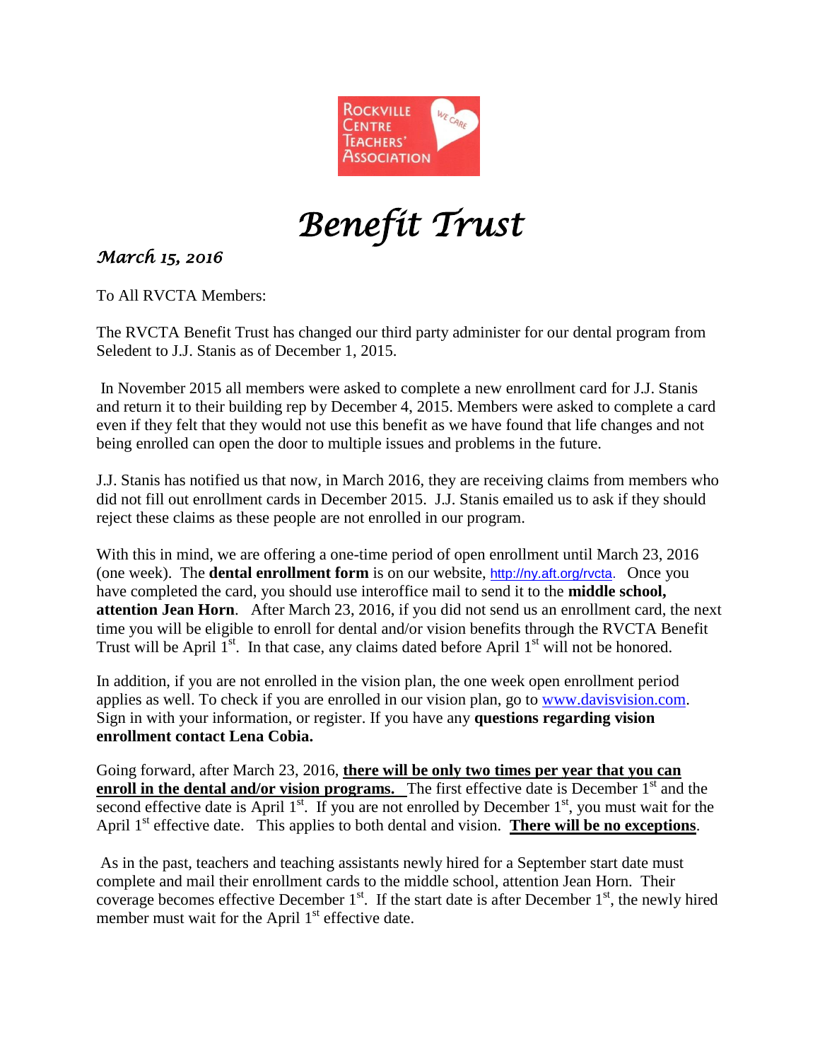ROCKVILLE CENTRE TEACHERS' ASSOCIATION

WE CARE

# *Benefit Trust*

*March 15, 2016*

To All RVCTA Members:

The RVCTA Benefit Trust has changed our third party administer for our dental program from Seledent to J.J. Stanis as of December 1, 2015.

In November 2015 all members were asked to complete a new enrollment card for J.J. Stanis and return it to their building rep by December 4, 2015. Members were asked to complete a card even if they felt that they would not use this benefit as we have found that life changes and not being enrolled can open the door to multiple issues and problems in the future.

J.J. Stanis has notified us that now, in March 2016, they are receiving claims from members who did not fill out enrollment cards in December 2015. J.J. Stanis emailed us to ask if they should reject these claims as these people are not enrolled in our program.

With this in mind, we are offering a one-time period of open enrollment until March 23, 2016 (one week). The **dental enrollment form** is on our website, http://ny.aft.org/rvcta. Once you have completed the card, you should use interoffice mail to send it to the **middle school, attention Jean Horn**. After March 23, 2016, if you did not send us an enrollment card, the next time you will be eligible to enroll for dental and/or vision benefits through the RVCTA Benefit Trust will be April 1st. In that case, any claims dated before April 1st will not be honored.

In addition, if you are not enrolled in the vision plan, the one week open enrollment period applies as well. To check if you are enrolled in our vision plan, go to www.davisvision.com. Sign in with your information, or register. If you have any **questions regarding vision enrollment contact Lena Cobia.**

Going forward, after March 23, 2016, **there will be only two times per year that you can enroll in the dental and/or vision programs.** The first effective date is December 1st and the second effective date is April 1st. If you are not enrolled by December 1st, you must wait for the April 1st effective date. This applies to both dental and vision. **There will be no exceptions**.

As in the past, teachers and teaching assistants newly hired for a September start date must complete and mail their enrollment cards to the middle school, attention Jean Horn. Their coverage becomes effective December 1st. If the start date is after December 1st, the newly hired member must wait for the April 1st effective date.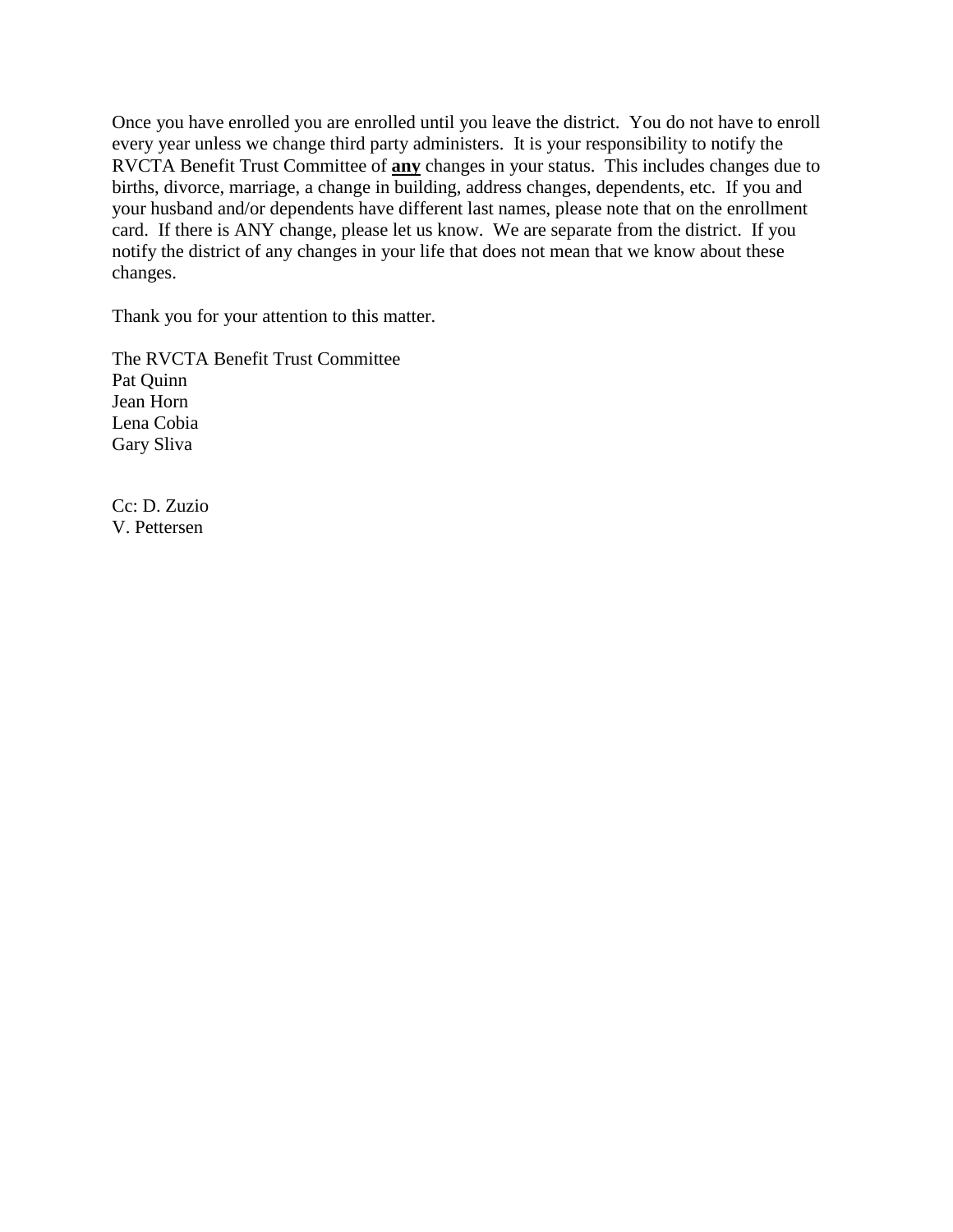Once you have enrolled you are enrolled until you leave the district. You do not have to enroll every year unless we change third party administers. It is your responsibility to notify the RVCTA Benefit Trust Committee of **any** changes in your status. This includes changes due to births, divorce, marriage, a change in building, address changes, dependents, etc. If you and your husband and/or dependents have different last names, please note that on the enrollment card. If there is ANY change, please let us know. We are separate from the district. If you notify the district of any changes in your life that does not mean that we know about these changes.

Thank you for your attention to this matter.

The RVCTA Benefit Trust Committee
Pat Quinn
Jean Horn
Lena Cobia
Gary Sliva

Cc: D. Zuzio
V. Pettersen